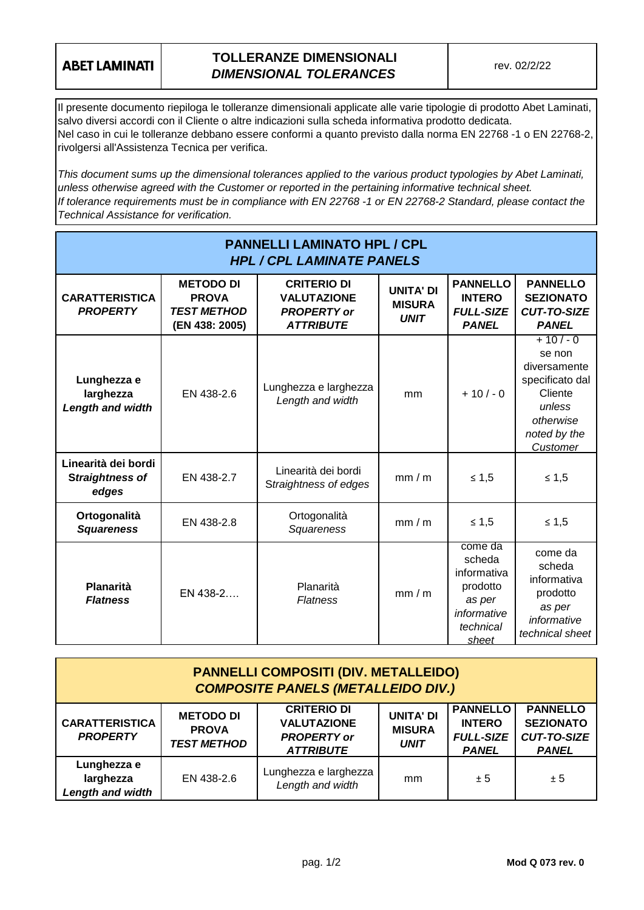| **ABET LAMINATI** | **TOLLERANZE DIMENSIONALI** ***DIMENSIONAL TOLERANCES*** | rev. 02/2/22 |
|---|---|---|

Il presente documento riepiloga le tolleranze dimensionali applicate alle varie tipologie di prodotto Abet Laminati, salvo diversi accordi con il Cliente o altre indicazioni sulla scheda informativa prodotto dedicata.
Nel caso in cui le tolleranze debbano essere conformi a quanto previsto dalla norma EN 22768 -1 o EN 22768-2, rivolgersi all'Assistenza Tecnica per verifica.

*This document sums up the dimensional tolerances applied to the various product typologies by Abet Laminati, unless otherwise agreed with the Customer or reported in the pertaining informative technical sheet.*
*If tolerance requirements must be in compliance with EN 22768 -1 or EN 22768-2 Standard, please contact the Technical Assistance for verification.*

## PANNELLI LAMINATO HPL / CPL
## *HPL / CPL LAMINATE PANELS*

| **CARATTERISTICA** ***PROPERTY*** | **METODO DI PROVA** ***TEST METHOD*** **(EN 438: 2005)** | **CRITERIO DI VALUTAZIONE** ***PROPERTY or ATTRIBUTE*** | **UNITA' DI MISURA** ***UNIT*** | **PANNELLO INTERO** ***FULL-SIZE PANEL*** | **PANNELLO SEZIONATO** ***CUT-TO-SIZE PANEL*** |
|---|---|---|---|---|---|
| **Lunghezza e larghezza** ***Length and width*** | EN 438-2.6 | Lunghezza e larghezza *Length and width* | mm | + 10 / - 0 | + 10 / - 0 se non diversamente specificato dal Cliente *unless otherwise noted by the Customer* |
| **Linearità dei bordi** ***Straightness of edges*** | EN 438-2.7 | Linearità dei bordi *Straightness of edges* | mm / m | ≤ 1,5 | ≤ 1,5 |
| **Ortogonalità** ***Squareness*** | EN 438-2.8 | Ortogonalità *Squareness* | mm / m | ≤ 1,5 | ≤ 1,5 |
| **Planarità** ***Flatness*** | EN 438-2…. | Planarità *Flatness* | mm / m | come da scheda informativa prodotto *as per informative technical sheet* | come da scheda informativa prodotto *as per informative technical sheet* |

## PANNELLI COMPOSITI (DIV. METALLEIDO)
## *COMPOSITE PANELS (METALLEIDO DIV.)*

| **CARATTERISTICA** ***PROPERTY*** | **METODO DI PROVA** ***TEST METHOD*** | **CRITERIO DI VALUTAZIONE** ***PROPERTY or ATTRIBUTE*** | **UNITA' DI MISURA** ***UNIT*** | **PANNELLO INTERO** ***FULL-SIZE PANEL*** | **PANNELLO SEZIONATO** ***CUT-TO-SIZE PANEL*** |
|---|---|---|---|---|---|
| **Lunghezza e larghezza** ***Length and width*** | EN 438-2.6 | Lunghezza e larghezza *Length and width* | mm | ± 5 | ± 5 |

Mod Q 073 rev. 0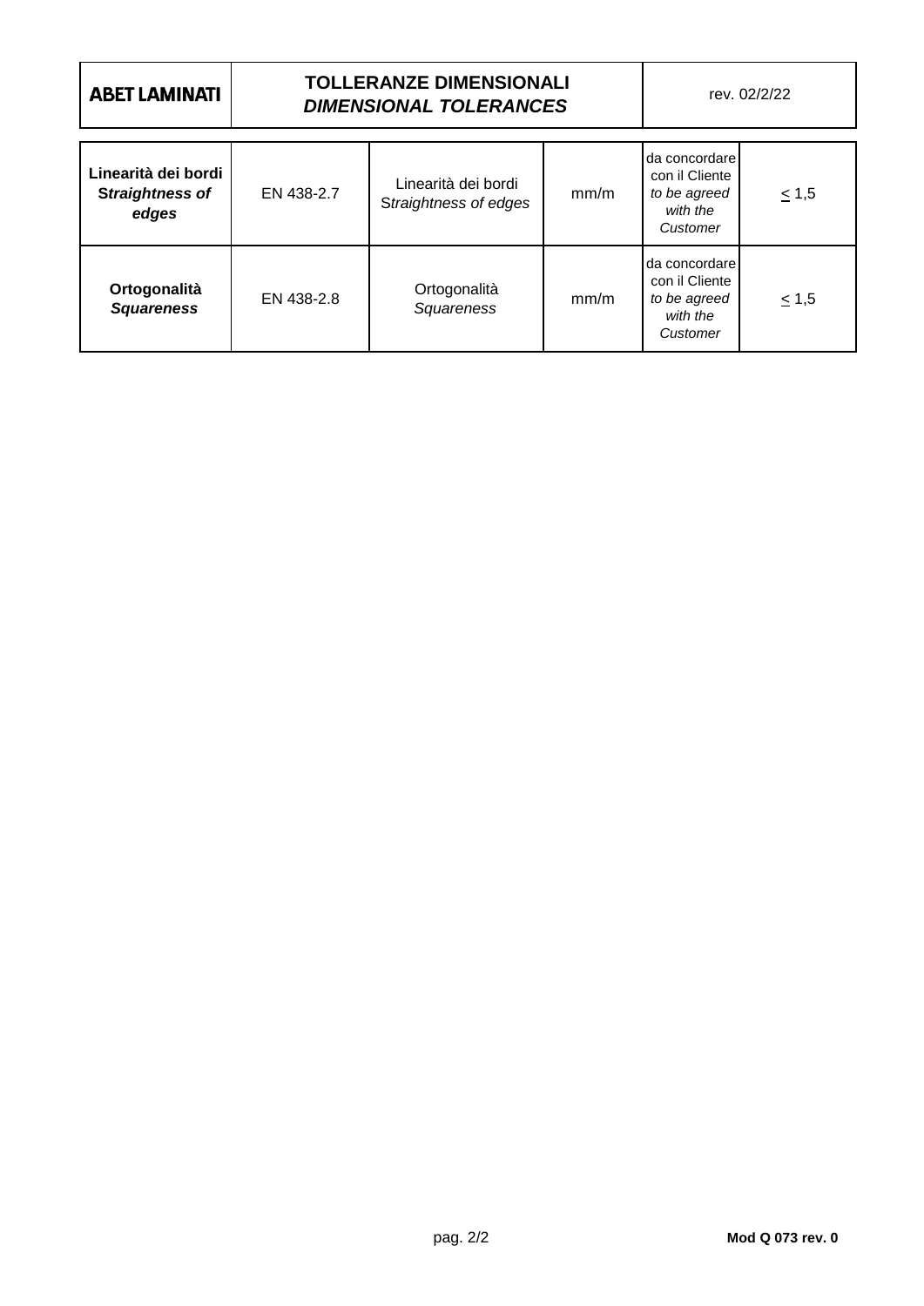| **ABET LAMINATI** | **TOLLERANZE DIMENSIONALI** ***DIMENSIONAL TOLERANCES*** | rev. 02/2/22 |
|---|---|---|

| | | | | | |
|---|---|---|---|---|---|
| **Linearità dei bordi** ***Straightness of edges*** | EN 438-2.7 | Linearità dei bordi *Straightness of edges* | mm/m | da concordare con il Cliente *to be agreed with the Customer* | ≤ 1,5 |
| **Ortogonalità** ***Squareness*** | EN 438-2.8 | Ortogonalità *Squareness* | mm/m | da concordare con il Cliente *to be agreed with the Customer* | ≤ 1,5 |

**Mod Q 073 rev. 0**